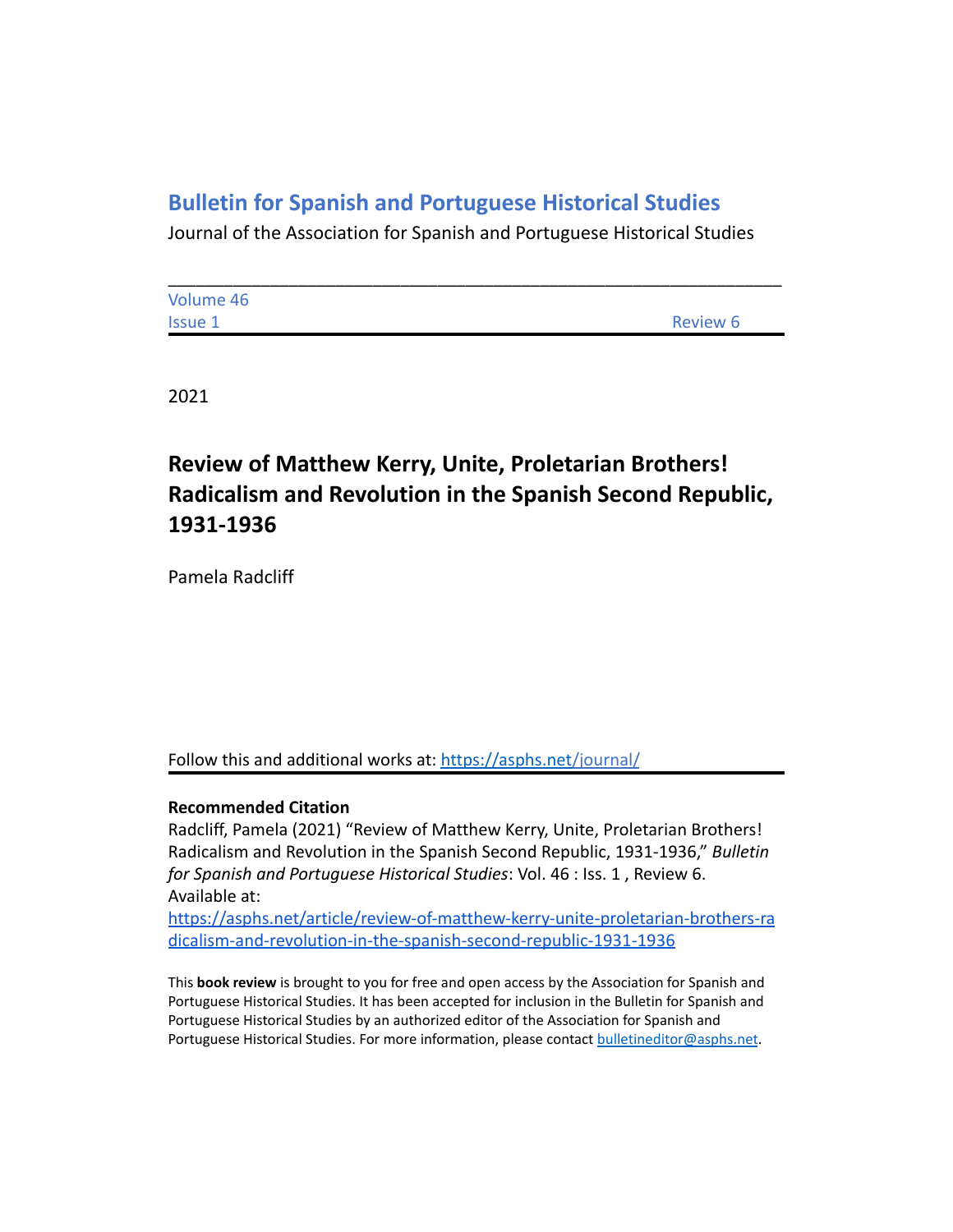# Bulletin for Spanish and Portuguese Historical Studies

Journal of the Association for Spanish and Portuguese Historical Studies

---

Volume 46
Issue 1 Review 6

2021

## Review of Matthew Kerry, Unite, Proletarian Brothers! Radicalism and Revolution in the Spanish Second Republic, 1931-1936

Pamela Radcliff

Follow this and additional works at: https://asphs.net/journal/

**Recommended Citation**

Radcliff, Pamela (2021) "Review of Matthew Kerry, Unite, Proletarian Brothers! Radicalism and Revolution in the Spanish Second Republic, 1931-1936," *Bulletin for Spanish and Portuguese Historical Studies*: Vol. 46 : Iss. 1 , Review 6.
Available at:
https://asphs.net/article/review-of-matthew-kerry-unite-proletarian-brothers-radicalism-and-revolution-in-the-spanish-second-republic-1931-1936

This **book review** is brought to you for free and open access by the Association for Spanish and Portuguese Historical Studies. It has been accepted for inclusion in the Bulletin for Spanish and Portuguese Historical Studies by an authorized editor of the Association for Spanish and Portuguese Historical Studies. For more information, please contact bulletineditor@asphs.net.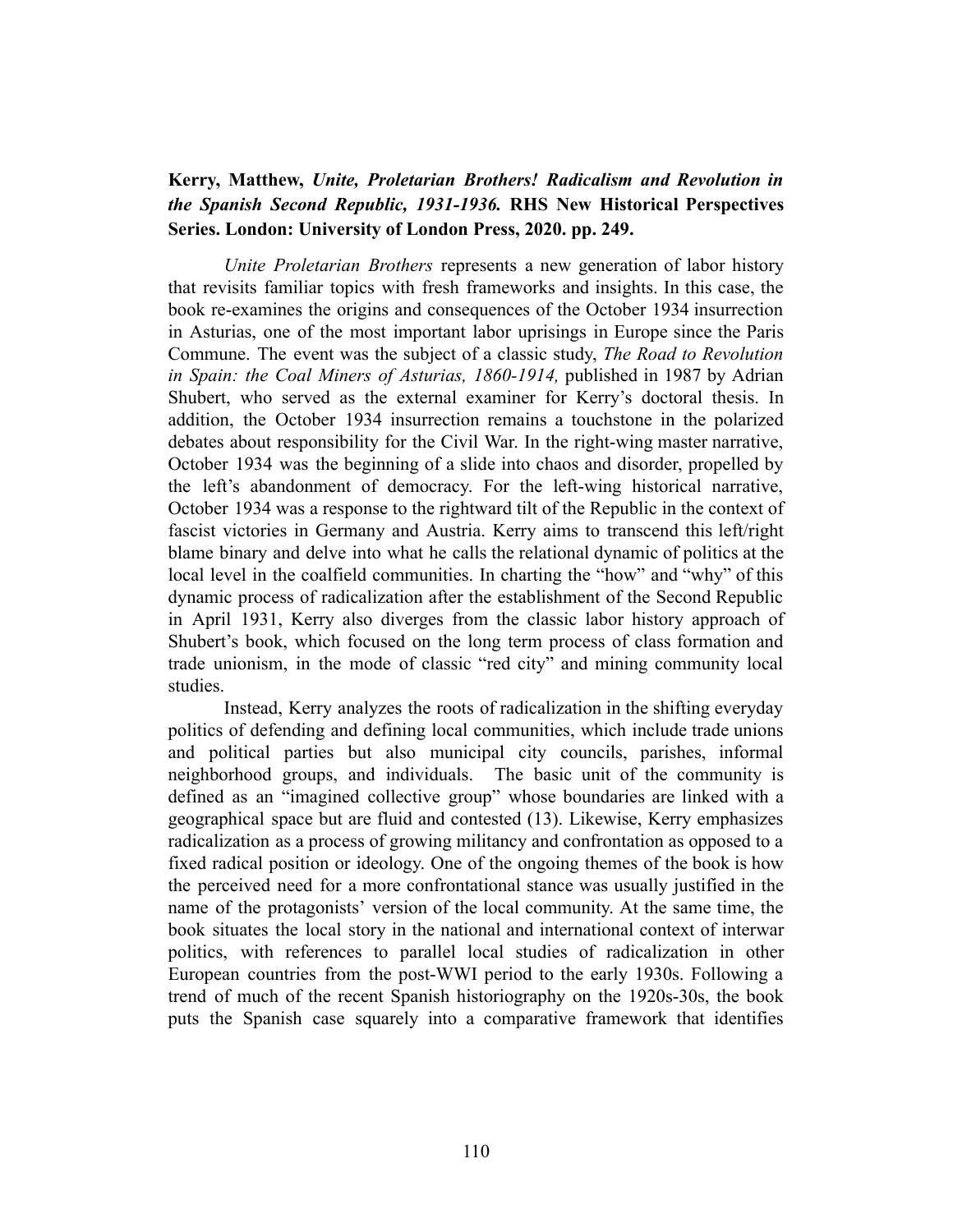**Kerry, Matthew, *Unite, Proletarian Brothers! Radicalism and Revolution in the Spanish Second Republic, 1931-1936.* RHS New Historical Perspectives Series. London: University of London Press, 2020. pp. 249.**

*Unite Proletarian Brothers* represents a new generation of labor history that revisits familiar topics with fresh frameworks and insights. In this case, the book re-examines the origins and consequences of the October 1934 insurrection in Asturias, one of the most important labor uprisings in Europe since the Paris Commune. The event was the subject of a classic study, *The Road to Revolution in Spain: the Coal Miners of Asturias, 1860-1914,* published in 1987 by Adrian Shubert, who served as the external examiner for Kerry's doctoral thesis. In addition, the October 1934 insurrection remains a touchstone in the polarized debates about responsibility for the Civil War. In the right-wing master narrative, October 1934 was the beginning of a slide into chaos and disorder, propelled by the left's abandonment of democracy. For the left-wing historical narrative, October 1934 was a response to the rightward tilt of the Republic in the context of fascist victories in Germany and Austria. Kerry aims to transcend this left/right blame binary and delve into what he calls the relational dynamic of politics at the local level in the coalfield communities. In charting the "how" and "why" of this dynamic process of radicalization after the establishment of the Second Republic in April 1931, Kerry also diverges from the classic labor history approach of Shubert's book, which focused on the long term process of class formation and trade unionism, in the mode of classic "red city" and mining community local studies.

Instead, Kerry analyzes the roots of radicalization in the shifting everyday politics of defending and defining local communities, which include trade unions and political parties but also municipal city councils, parishes, informal neighborhood groups, and individuals. The basic unit of the community is defined as an "imagined collective group" whose boundaries are linked with a geographical space but are fluid and contested (13). Likewise, Kerry emphasizes radicalization as a process of growing militancy and confrontation as opposed to a fixed radical position or ideology. One of the ongoing themes of the book is how the perceived need for a more confrontational stance was usually justified in the name of the protagonists' version of the local community. At the same time, the book situates the local story in the national and international context of interwar politics, with references to parallel local studies of radicalization in other European countries from the post-WWI period to the early 1930s. Following a trend of much of the recent Spanish historiography on the 1920s-30s, the book puts the Spanish case squarely into a comparative framework that identifies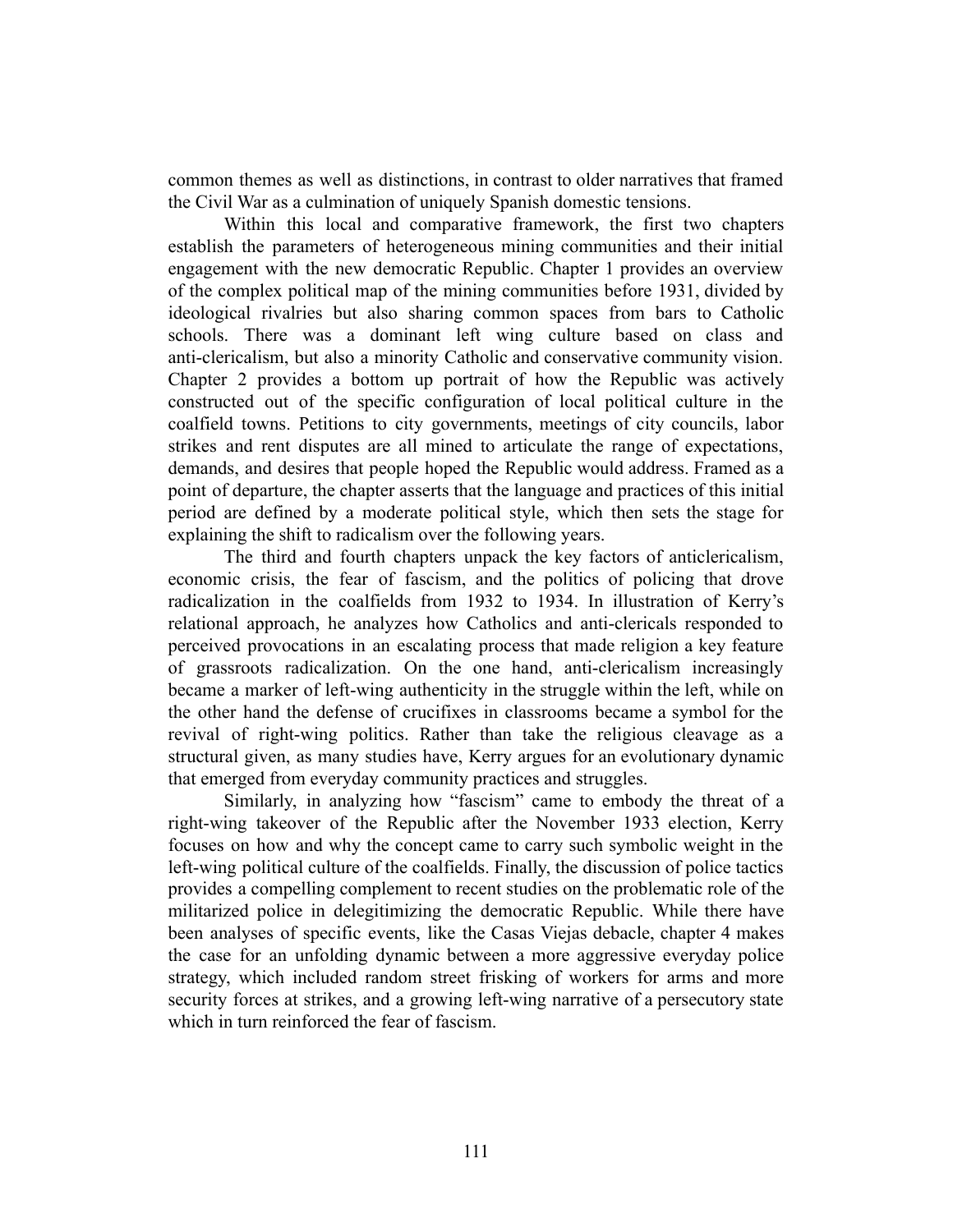common themes as well as distinctions, in contrast to older narratives that framed the Civil War as a culmination of uniquely Spanish domestic tensions.

Within this local and comparative framework, the first two chapters establish the parameters of heterogeneous mining communities and their initial engagement with the new democratic Republic. Chapter 1 provides an overview of the complex political map of the mining communities before 1931, divided by ideological rivalries but also sharing common spaces from bars to Catholic schools. There was a dominant left wing culture based on class and anti-clericalism, but also a minority Catholic and conservative community vision. Chapter 2 provides a bottom up portrait of how the Republic was actively constructed out of the specific configuration of local political culture in the coalfield towns. Petitions to city governments, meetings of city councils, labor strikes and rent disputes are all mined to articulate the range of expectations, demands, and desires that people hoped the Republic would address. Framed as a point of departure, the chapter asserts that the language and practices of this initial period are defined by a moderate political style, which then sets the stage for explaining the shift to radicalism over the following years.

The third and fourth chapters unpack the key factors of anticlericalism, economic crisis, the fear of fascism, and the politics of policing that drove radicalization in the coalfields from 1932 to 1934. In illustration of Kerry's relational approach, he analyzes how Catholics and anti-clericals responded to perceived provocations in an escalating process that made religion a key feature of grassroots radicalization. On the one hand, anti-clericalism increasingly became a marker of left-wing authenticity in the struggle within the left, while on the other hand the defense of crucifixes in classrooms became a symbol for the revival of right-wing politics. Rather than take the religious cleavage as a structural given, as many studies have, Kerry argues for an evolutionary dynamic that emerged from everyday community practices and struggles.

Similarly, in analyzing how "fascism" came to embody the threat of a right-wing takeover of the Republic after the November 1933 election, Kerry focuses on how and why the concept came to carry such symbolic weight in the left-wing political culture of the coalfields. Finally, the discussion of police tactics provides a compelling complement to recent studies on the problematic role of the militarized police in delegitimizing the democratic Republic. While there have been analyses of specific events, like the Casas Viejas debacle, chapter 4 makes the case for an unfolding dynamic between a more aggressive everyday police strategy, which included random street frisking of workers for arms and more security forces at strikes, and a growing left-wing narrative of a persecutory state which in turn reinforced the fear of fascism.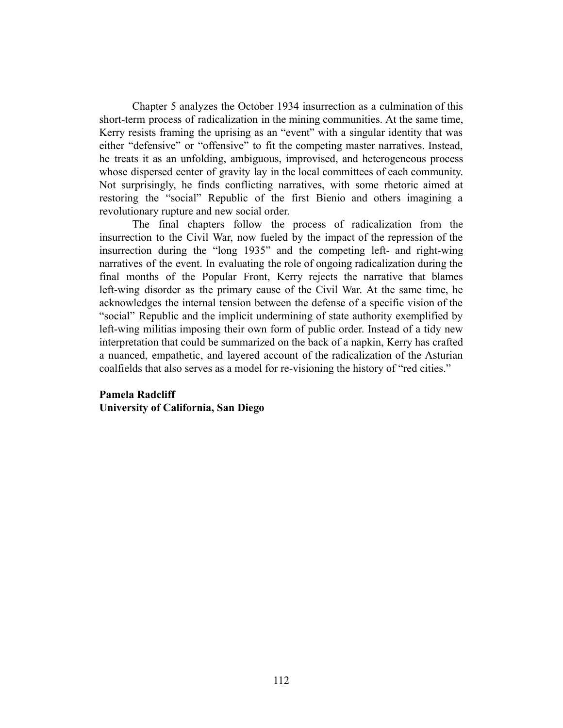Chapter 5 analyzes the October 1934 insurrection as a culmination of this short-term process of radicalization in the mining communities. At the same time, Kerry resists framing the uprising as an "event" with a singular identity that was either "defensive" or "offensive" to fit the competing master narratives. Instead, he treats it as an unfolding, ambiguous, improvised, and heterogeneous process whose dispersed center of gravity lay in the local committees of each community. Not surprisingly, he finds conflicting narratives, with some rhetoric aimed at restoring the "social" Republic of the first Bienio and others imagining a revolutionary rupture and new social order.

The final chapters follow the process of radicalization from the insurrection to the Civil War, now fueled by the impact of the repression of the insurrection during the "long 1935" and the competing left- and right-wing narratives of the event. In evaluating the role of ongoing radicalization during the final months of the Popular Front, Kerry rejects the narrative that blames left-wing disorder as the primary cause of the Civil War. At the same time, he acknowledges the internal tension between the defense of a specific vision of the "social" Republic and the implicit undermining of state authority exemplified by left-wing militias imposing their own form of public order. Instead of a tidy new interpretation that could be summarized on the back of a napkin, Kerry has crafted a nuanced, empathetic, and layered account of the radicalization of the Asturian coalfields that also serves as a model for re-visioning the history of "red cities."

**Pamela Radcliff**
**University of California, San Diego**